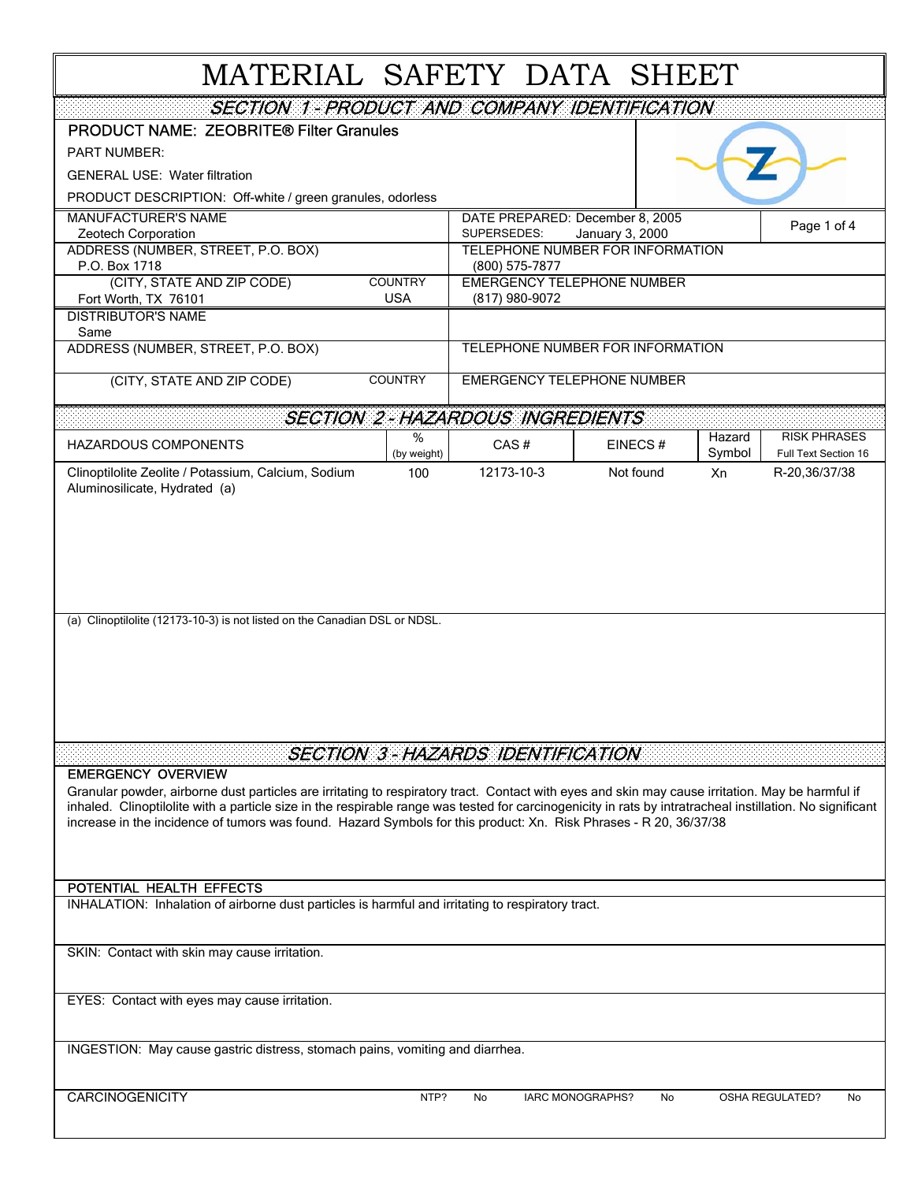# MATERIAL SAFETY DATA SHEET

## SECTION 1 - PRODUCT AND COMPANY IDENTIFICATION

**PRODUCT NAME: ZEOBRITE® Filter Granules**

PART NUMBER:

GENERAL USE: Water filtration

PRODUCT DESCRIPTION: Off-white / green granules, odorless

| | | |
|---|---|---|
| MANUFACTURER'S NAME<br>Zeotech Corporation | DATE PREPARED: December 8, 2005<br>SUPERSEDES: January 3, 2000 | |
| ADDRESS (NUMBER, STREET, P.O. BOX)<br>P.O. Box 1718 | TELEPHONE NUMBER FOR INFORMATION<br>(800) 575-7877 | |
| (CITY, STATE AND ZIP CODE) Fort Worth, TX 76101 — COUNTRY USA | EMERGENCY TELEPHONE NUMBER<br>(817) 980-9072 | |
| DISTRIBUTOR'S NAME<br>Same | | |
| ADDRESS (NUMBER, STREET, P.O. BOX) | TELEPHONE NUMBER FOR INFORMATION | |
| (CITY, STATE AND ZIP CODE) — COUNTRY | EMERGENCY TELEPHONE NUMBER | |

## SECTION 2 - HAZARDOUS INGREDIENTS

| HAZARDOUS COMPONENTS | % (by weight) | CAS # | EINECS # | Hazard Symbol | RISK PHRASES Full Text Section 16 |
|---|---|---|---|---|---|
| Clinoptilolite Zeolite / Potassium, Calcium, Sodium Aluminosilicate, Hydrated (a) | 100 | 12173-10-3 | Not found | Xn | R-20,36/37/38 |

(a) Clinoptilolite (12173-10-3) is not listed on the Canadian DSL or NDSL.

## SECTION 3 - HAZARDS IDENTIFICATION

### EMERGENCY OVERVIEW

Granular powder, airborne dust particles are irritating to respiratory tract. Contact with eyes and skin may cause irritation. May be harmful if inhaled. Clinoptilolite with a particle size in the respirable range was tested for carcinogenicity in rats by intratracheal instillation. No significant increase in the incidence of tumors was found. Hazard Symbols for this product: Xn. Risk Phrases - R 20, 36/37/38

### POTENTIAL HEALTH EFFECTS

INHALATION: Inhalation of airborne dust particles is harmful and irritating to respiratory tract.

SKIN: Contact with skin may cause irritation.

EYES: Contact with eyes may cause irritation.

INGESTION: May cause gastric distress, stomach pains, vomiting and diarrhea.

CARCINOGENICITY — NTP? No — IARC MONOGRAPHS? No — OSHA REGULATED? No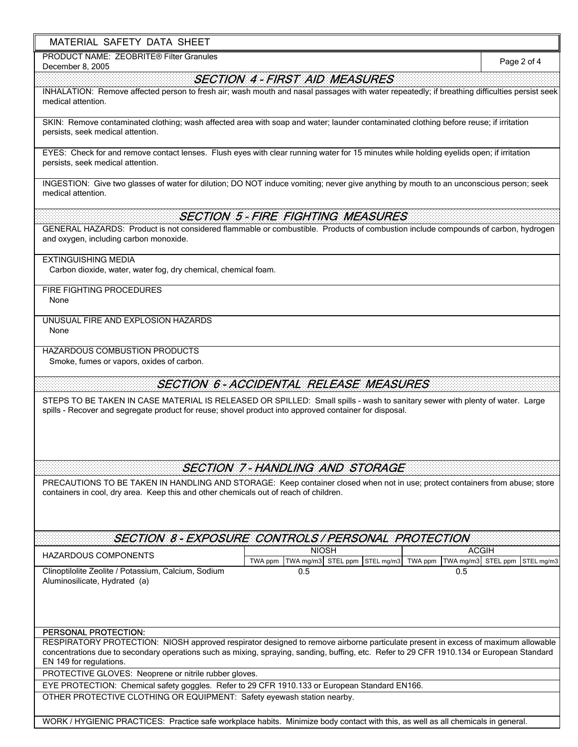MATERIAL SAFETY DATA SHEET

PRODUCT NAME: ZEOBRITE® Filter Granules
December 8, 2005

## SECTION 4 - FIRST AID MEASURES

INHALATION: Remove affected person to fresh air; wash mouth and nasal passages with water repeatedly; if breathing difficulties persist seek medical attention.

SKIN: Remove contaminated clothing; wash affected area with soap and water; launder contaminated clothing before reuse; if irritation persists, seek medical attention.

EYES: Check for and remove contact lenses. Flush eyes with clear running water for 15 minutes while holding eyelids open; if irritation persists, seek medical attention.

INGESTION: Give two glasses of water for dilution; DO NOT induce vomiting; never give anything by mouth to an unconscious person; seek medical attention.

## SECTION 5 - FIRE FIGHTING MEASURES

GENERAL HAZARDS: Product is not considered flammable or combustible. Products of combustion include compounds of carbon, hydrogen and oxygen, including carbon monoxide.

EXTINGUISHING MEDIA
Carbon dioxide, water, water fog, dry chemical, chemical foam.

FIRE FIGHTING PROCEDURES
None

UNUSUAL FIRE AND EXPLOSION HAZARDS
None

HAZARDOUS COMBUSTION PRODUCTS
Smoke, fumes or vapors, oxides of carbon.

## SECTION 6 - ACCIDENTAL RELEASE MEASURES

STEPS TO BE TAKEN IN CASE MATERIAL IS RELEASED OR SPILLED: Small spills - wash to sanitary sewer with plenty of water. Large spills - Recover and segregate product for reuse; shovel product into approved container for disposal.

## SECTION 7 - HANDLING AND STORAGE

PRECAUTIONS TO BE TAKEN IN HANDLING AND STORAGE: Keep container closed when not in use; protect containers from abuse; store containers in cool, dry area. Keep this and other chemicals out of reach of children.

## SECTION 8 - EXPOSURE CONTROLS / PERSONAL PROTECTION

| HAZARDOUS COMPONENTS | NIOSH | | | | ACGIH | | | |
|---|---|---|---|---|---|---|---|---|
| | TWA ppm | TWA mg/m3 | STEL ppm | STEL mg/m3 | TWA ppm | TWA mg/m3 | STEL ppm | STEL mg/m3 |
| Clinoptilolite Zeolite / Potassium, Calcium, Sodium Aluminosilicate, Hydrated (a) | | 0.5 | | | | 0.5 | | |

**PERSONAL PROTECTION:**

RESPIRATORY PROTECTION: NIOSH approved respirator designed to remove airborne particulate present in excess of maximum allowable concentrations due to secondary operations such as mixing, spraying, sanding, buffing, etc. Refer to 29 CFR 1910.134 or European Standard EN 149 for regulations.

PROTECTIVE GLOVES: Neoprene or nitrile rubber gloves.

EYE PROTECTION: Chemical safety goggles. Refer to 29 CFR 1910.133 or European Standard EN166.

OTHER PROTECTIVE CLOTHING OR EQUIPMENT: Safety eyewash station nearby.

WORK / HYGIENIC PRACTICES: Practice safe workplace habits. Minimize body contact with this, as well as all chemicals in general.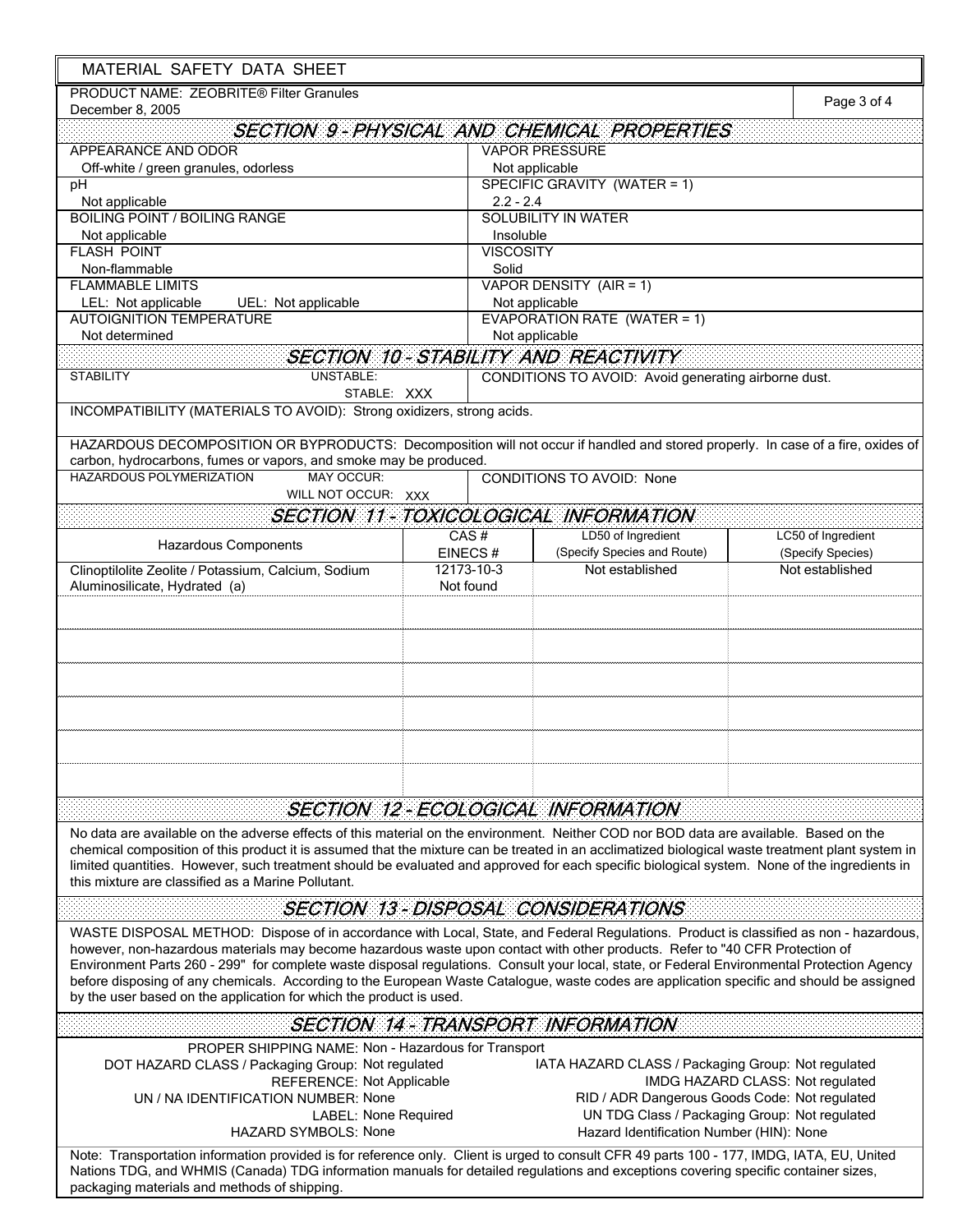# MATERIAL SAFETY DATA SHEET

PRODUCT NAME: ZEOBRITE® Filter Granules
December 8, 2005

## SECTION 9 - PHYSICAL AND CHEMICAL PROPERTIES

| | |
|---|---|
| APPEARANCE AND ODOR<br>Off-white / green granules, odorless | VAPOR PRESSURE<br>Not applicable |
| pH<br>Not applicable | SPECIFIC GRAVITY (WATER = 1)<br>2.2 - 2.4 |
| BOILING POINT / BOILING RANGE<br>Not applicable | SOLUBILITY IN WATER<br>Insoluble |
| FLASH POINT<br>Non-flammable | VISCOSITY<br>Solid |
| FLAMMABLE LIMITS<br>LEL: Not applicable UEL: Not applicable | VAPOR DENSITY (AIR = 1)<br>Not applicable |
| AUTOIGNITION TEMPERATURE<br>Not determined | EVAPORATION RATE (WATER = 1)<br>Not applicable |

## SECTION 10 - STABILITY AND REACTIVITY

| | |
|---|---|
| STABILITY UNSTABLE:<br>STABLE: XXX | CONDITIONS TO AVOID: Avoid generating airborne dust. |

INCOMPATIBILITY (MATERIALS TO AVOID): Strong oxidizers, strong acids.

HAZARDOUS DECOMPOSITION OR BYPRODUCTS: Decomposition will not occur if handled and stored properly. In case of a fire, oxides of carbon, hydrocarbons, fumes or vapors, and smoke may be produced.

| | |
|---|---|
| HAZARDOUS POLYMERIZATION MAY OCCUR:<br>WILL NOT OCCUR: XXX | CONDITIONS TO AVOID: None |

## SECTION 11 - TOXICOLOGICAL INFORMATION

| Hazardous Components | CAS #<br>EINECS # | LD50 of Ingredient<br>(Specify Species and Route) | LC50 of Ingredient<br>(Specify Species) |
|---|---|---|---|
| Clinoptilolite Zeolite / Potassium, Calcium, Sodium Aluminosilicate, Hydrated (a) | 12173-10-3<br>Not found | Not established | Not established |

## SECTION 12 - ECOLOGICAL INFORMATION

No data are available on the adverse effects of this material on the environment. Neither COD nor BOD data are available. Based on the chemical composition of this product it is assumed that the mixture can be treated in an acclimatized biological waste treatment plant system in limited quantities. However, such treatment should be evaluated and approved for each specific biological system. None of the ingredients in this mixture are classified as a Marine Pollutant.

## SECTION 13 - DISPOSAL CONSIDERATIONS

WASTE DISPOSAL METHOD: Dispose of in accordance with Local, State, and Federal Regulations. Product is classified as non - hazardous, however, non-hazardous materials may become hazardous waste upon contact with other products. Refer to "40 CFR Protection of Environment Parts 260 - 299" for complete waste disposal regulations. Consult your local, state, or Federal Environmental Protection Agency before disposing of any chemicals. According to the European Waste Catalogue, waste codes are application specific and should be assigned by the user based on the application for which the product is used.

## SECTION 14 - TRANSPORT INFORMATION

PROPER SHIPPING NAME: Non - Hazardous for Transport

DOT HAZARD CLASS / Packaging Group: Not regulated
REFERENCE: Not Applicable
UN / NA IDENTIFICATION NUMBER: None
LABEL: None Required
HAZARD SYMBOLS: None

IATA HAZARD CLASS / Packaging Group: Not regulated
IMDG HAZARD CLASS: Not regulated
RID / ADR Dangerous Goods Code: Not regulated
UN TDG Class / Packaging Group: Not regulated
Hazard Identification Number (HIN): None

Note: Transportation information provided is for reference only. Client is urged to consult CFR 49 parts 100 - 177, IMDG, IATA, EU, United Nations TDG, and WHMIS (Canada) TDG information manuals for detailed regulations and exceptions covering specific container sizes, packaging materials and methods of shipping.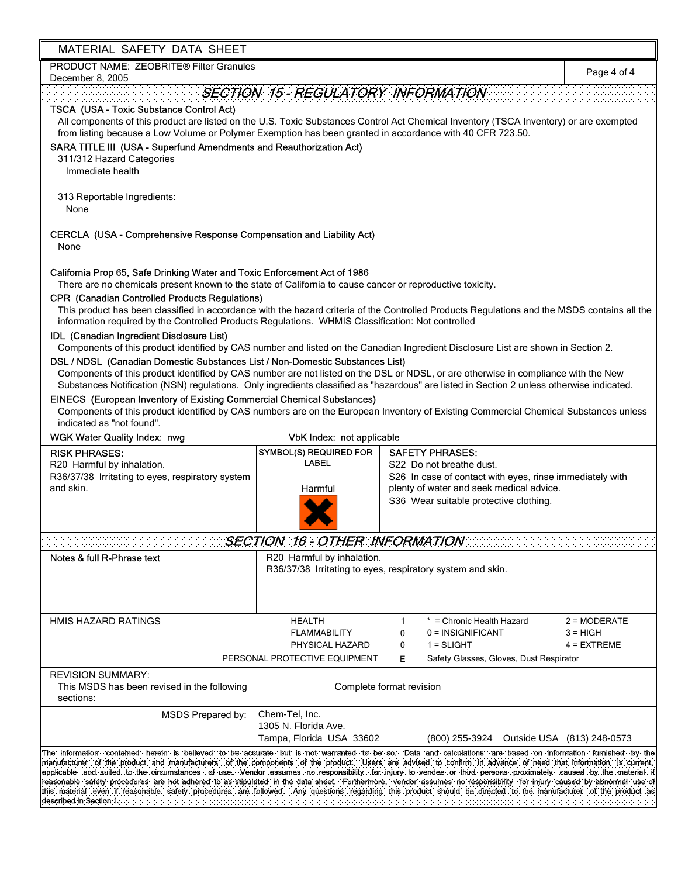MATERIAL SAFETY DATA SHEET

PRODUCT NAME: ZEOBRITE® Filter Granules
December 8, 2005

## SECTION 15 - REGULATORY INFORMATION

**TSCA (USA - Toxic Substance Control Act)**
All components of this product are listed on the U.S. Toxic Substances Control Act Chemical Inventory (TSCA Inventory) or are exempted from listing because a Low Volume or Polymer Exemption has been granted in accordance with 40 CFR 723.50.

**SARA TITLE III (USA - Superfund Amendments and Reauthorization Act)**
311/312 Hazard Categories
Immediate health

313 Reportable Ingredients:
None

**CERCLA (USA - Comprehensive Response Compensation and Liability Act)**
None

**California Prop 65, Safe Drinking Water and Toxic Enforcement Act of 1986**
There are no chemicals present known to the state of California to cause cancer or reproductive toxicity.

**CPR (Canadian Controlled Products Regulations)**
This product has been classified in accordance with the hazard criteria of the Controlled Products Regulations and the MSDS contains all the information required by the Controlled Products Regulations. WHMIS Classification: Not controlled

**IDL (Canadian Ingredient Disclosure List)**
Components of this product identified by CAS number and listed on the Canadian Ingredient Disclosure List are shown in Section 2.

**DSL / NDSL (Canadian Domestic Substances List / Non-Domestic Substances List)**
Components of this product identified by CAS number are not listed on the DSL or NDSL, or are otherwise in compliance with the New Substances Notification (NSN) regulations. Only ingredients classified as "hazardous" are listed in Section 2 unless otherwise indicated.

**EINECS (European Inventory of Existing Commercial Chemical Substances)**
Components of this product identified by CAS numbers are on the European Inventory of Existing Commercial Chemical Substances unless indicated as "not found".

**WGK Water Quality Index: nwg** | **VbK Index: not applicable**

| RISK PHRASES: | SYMBOL(S) REQUIRED FOR LABEL | SAFETY PHRASES: |
|---|---|---|
| R20 Harmful by inhalation.<br>R36/37/38 Irritating to eyes, respiratory system and skin. | Harmful | S22 Do not breathe dust.<br>S26 In case of contact with eyes, rinse immediately with plenty of water and seek medical advice.<br>S36 Wear suitable protective clothing. |

## SECTION 16 - OTHER INFORMATION

| | |
|---|---|
| Notes & full R-Phrase text | R20 Harmful by inhalation.<br>R36/37/38 Irritating to eyes, respiratory system and skin. |

| HMIS HAZARD RATINGS | | | | |
|---|---|---|---|---|
| | HEALTH | 1 | * = Chronic Health Hazard | 2 = MODERATE |
| | FLAMMABILITY | 0 | 0 = INSIGNIFICANT | 3 = HIGH |
| | PHYSICAL HAZARD | 0 | 1 = SLIGHT | 4 = EXTREME |
| | PERSONAL PROTECTIVE EQUIPMENT | E | Safety Glasses, Gloves, Dust Respirator | |

REVISION SUMMARY:
This MSDS has been revised in the following sections: Complete format revision

MSDS Prepared by: Chem-Tel, Inc.
1305 N. Florida Ave.
Tampa, Florida USA 33602
(800) 255-3924 Outside USA (813) 248-0573

The information contained herein is believed to be accurate but is not warranted to be so. Data and calculations are based on information furnished by the manufacturer of the product and manufacturers of the components of the product. Users are advised to confirm in advance of need that information is current, applicable and suited to the circumstances of use. Vendor assumes no responsibility for injury to vendee or third persons proximately caused by the material if reasonable safety procedures are not adhered to as stipulated in the data sheet. Furthermore, vendor assumes no responsibility for injury caused by abnormal use of this material even if reasonable safety procedures are followed. Any questions regarding this product should be directed to the manufacturer of the product as described in Section 1.